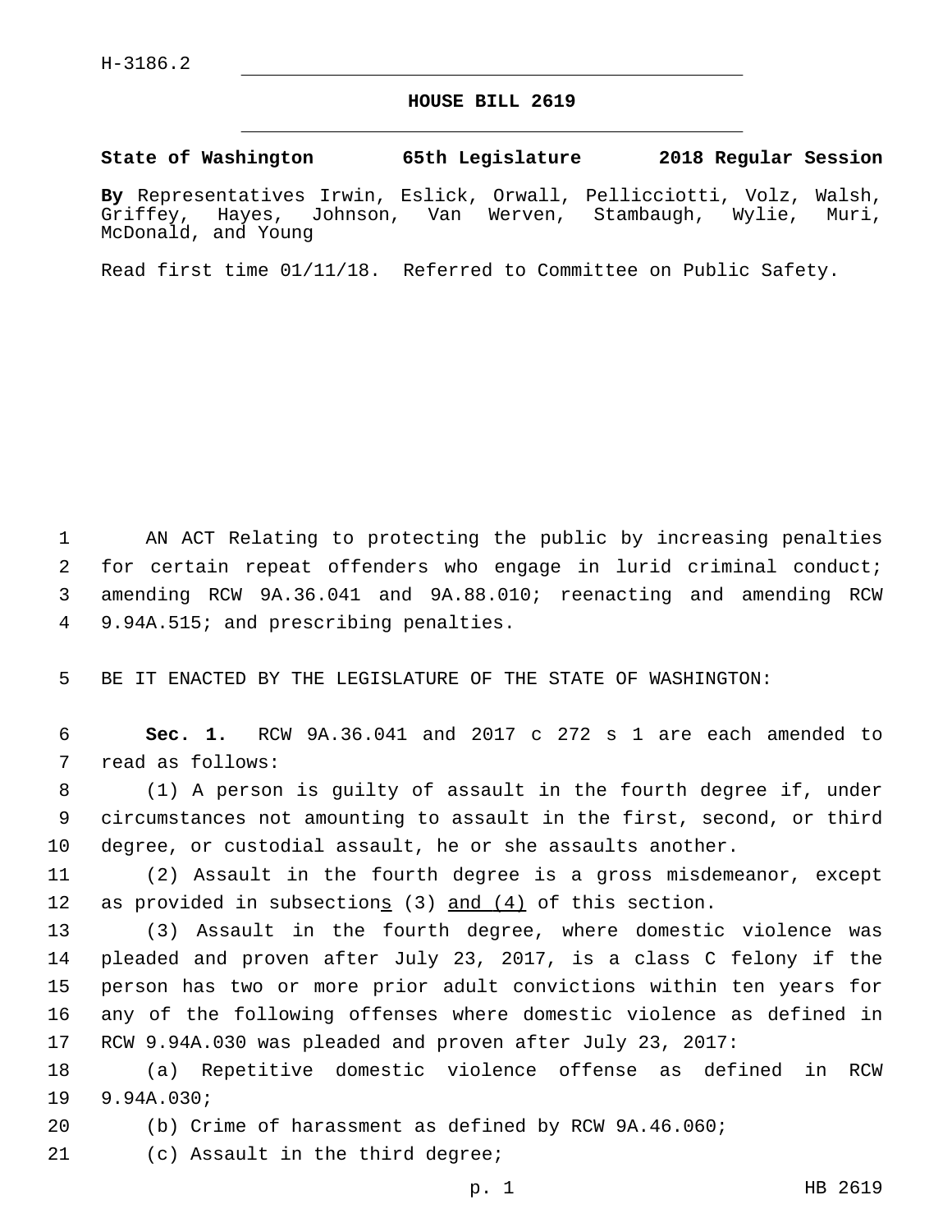H-3186.2

# HOUSE BILL 2619

**State of Washington 65th Legislature 2018 Regular Session**

**By** Representatives Irwin, Eslick, Orwall, Pellicciotti, Volz, Walsh, Griffey, Hayes, Johnson, Van Werven, Stambaugh, Wylie, Muri, McDonald, and Young

Read first time 01/11/18. Referred to Committee on Public Safety.

AN ACT Relating to protecting the public by increasing penalties for certain repeat offenders who engage in lurid criminal conduct; amending RCW 9A.36.041 and 9A.88.010; reenacting and amending RCW 9.94A.515; and prescribing penalties.

BE IT ENACTED BY THE LEGISLATURE OF THE STATE OF WASHINGTON:

**Sec. 1.** RCW 9A.36.041 and 2017 c 272 s 1 are each amended to read as follows:

(1) A person is guilty of assault in the fourth degree if, under circumstances not amounting to assault in the first, second, or third degree, or custodial assault, he or she assaults another.

(2) Assault in the fourth degree is a gross misdemeanor, except as provided in subsection<u>s</u> (3) <u>and (4)</u> of this section.

(3) Assault in the fourth degree, where domestic violence was pleaded and proven after July 23, 2017, is a class C felony if the person has two or more prior adult convictions within ten years for any of the following offenses where domestic violence as defined in RCW 9.94A.030 was pleaded and proven after July 23, 2017:

(a) Repetitive domestic violence offense as defined in RCW 9.94A.030;

(b) Crime of harassment as defined by RCW 9A.46.060;

(c) Assault in the third degree;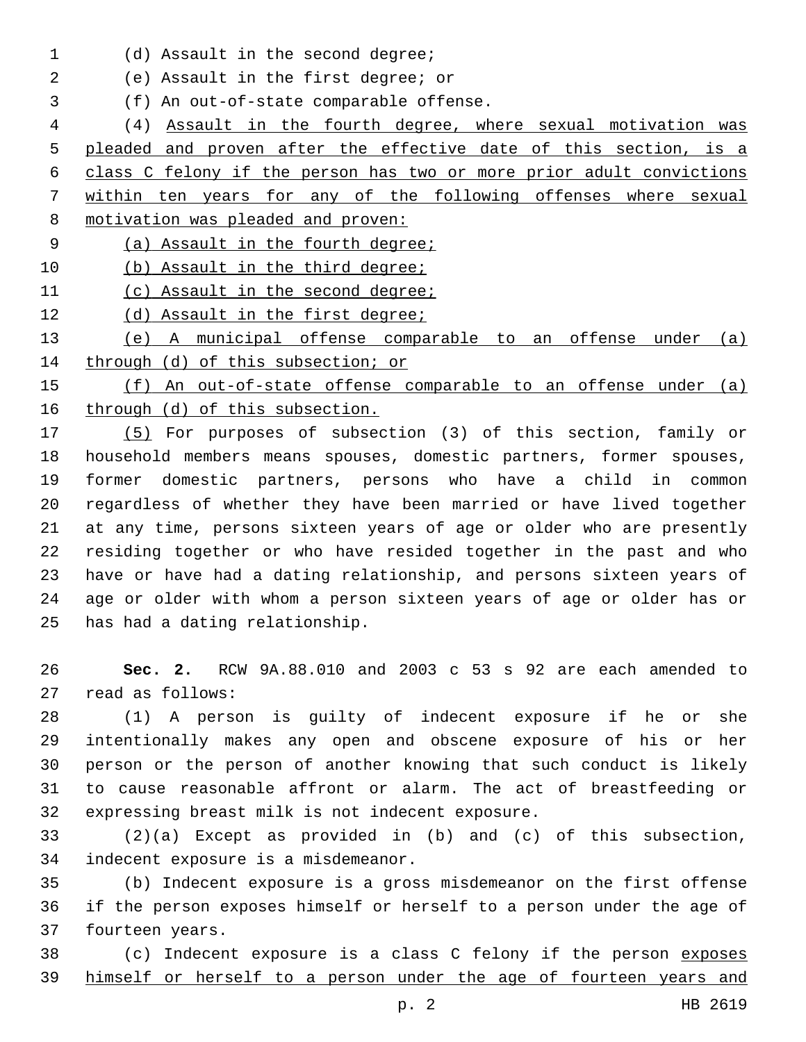(d) Assault in the second degree;

(e) Assault in the first degree; or

(f) An out-of-state comparable offense.

(4) Assault in the fourth degree, where sexual motivation was pleaded and proven after the effective date of this section, is a class C felony if the person has two or more prior adult convictions within ten years for any of the following offenses where sexual motivation was pleaded and proven:

(a) Assault in the fourth degree;

(b) Assault in the third degree;

(c) Assault in the second degree;

(d) Assault in the first degree;

(e) A municipal offense comparable to an offense under (a) through (d) of this subsection; or

(f) An out-of-state offense comparable to an offense under (a) through (d) of this subsection.

(5) For purposes of subsection (3) of this section, family or household members means spouses, domestic partners, former spouses, former domestic partners, persons who have a child in common regardless of whether they have been married or have lived together at any time, persons sixteen years of age or older who are presently residing together or who have resided together in the past and who have or have had a dating relationship, and persons sixteen years of age or older with whom a person sixteen years of age or older has or has had a dating relationship.

**Sec. 2.** RCW 9A.88.010 and 2003 c 53 s 92 are each amended to read as follows:

(1) A person is guilty of indecent exposure if he or she intentionally makes any open and obscene exposure of his or her person or the person of another knowing that such conduct is likely to cause reasonable affront or alarm. The act of breastfeeding or expressing breast milk is not indecent exposure.

(2)(a) Except as provided in (b) and (c) of this subsection, indecent exposure is a misdemeanor.

(b) Indecent exposure is a gross misdemeanor on the first offense if the person exposes himself or herself to a person under the age of fourteen years.

(c) Indecent exposure is a class C felony if the person exposes himself or herself to a person under the age of fourteen years and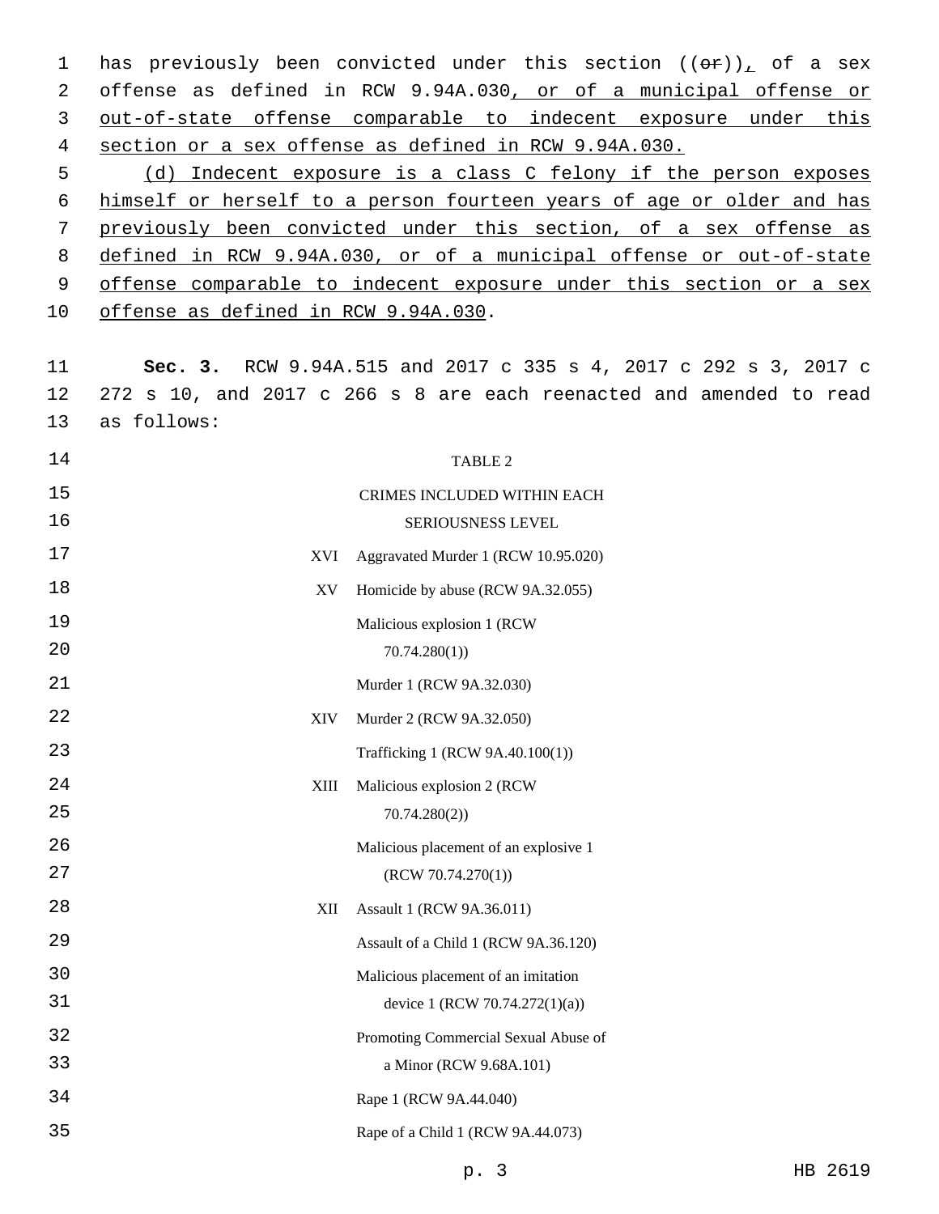has previously been convicted under this section ((~~or~~)), of a sex offense as defined in RCW 9.94A.030, or of a municipal offense or out-of-state offense comparable to indecent exposure under this section or a sex offense as defined in RCW 9.94A.030.

(d) Indecent exposure is a class C felony if the person exposes himself or herself to a person fourteen years of age or older and has previously been convicted under this section, of a sex offense as defined in RCW 9.94A.030, or of a municipal offense or out-of-state offense comparable to indecent exposure under this section or a sex offense as defined in RCW 9.94A.030.

**Sec. 3.** RCW 9.94A.515 and 2017 c 335 s 4, 2017 c 292 s 3, 2017 c 272 s 10, and 2017 c 266 s 8 are each reenacted and amended to read as follows:

TABLE 2

CRIMES INCLUDED WITHIN EACH SERIOUSNESS LEVEL

| | |
|---|---|
| XVI | Aggravated Murder 1 (RCW 10.95.020) |
| XV | Homicide by abuse (RCW 9A.32.055) |
| | Malicious explosion 1 (RCW 70.74.280(1)) |
| | Murder 1 (RCW 9A.32.030) |
| XIV | Murder 2 (RCW 9A.32.050) |
| | Trafficking 1 (RCW 9A.40.100(1)) |
| XIII | Malicious explosion 2 (RCW 70.74.280(2)) |
| | Malicious placement of an explosive 1 (RCW 70.74.270(1)) |
| XII | Assault 1 (RCW 9A.36.011) |
| | Assault of a Child 1 (RCW 9A.36.120) |
| | Malicious placement of an imitation device 1 (RCW 70.74.272(1)(a)) |
| | Promoting Commercial Sexual Abuse of a Minor (RCW 9.68A.101) |
| | Rape 1 (RCW 9A.44.040) |
| | Rape of a Child 1 (RCW 9A.44.073) |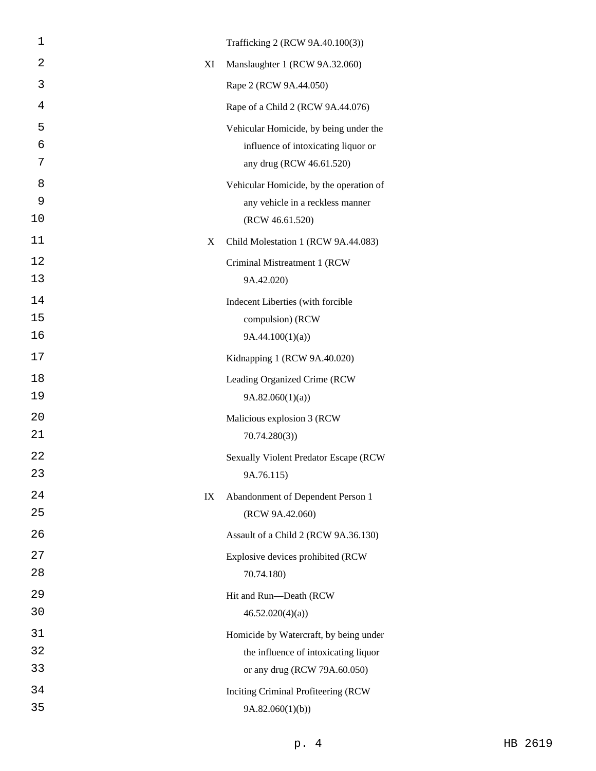| | |
|---|---|
| | Trafficking 2 (RCW 9A.40.100(3)) |
| XI | Manslaughter 1 (RCW 9A.32.060) |
| | Rape 2 (RCW 9A.44.050) |
| | Rape of a Child 2 (RCW 9A.44.076) |
| | Vehicular Homicide, by being under the influence of intoxicating liquor or any drug (RCW 46.61.520) |
| | Vehicular Homicide, by the operation of any vehicle in a reckless manner (RCW 46.61.520) |
| X | Child Molestation 1 (RCW 9A.44.083) |
| | Criminal Mistreatment 1 (RCW 9A.42.020) |
| | Indecent Liberties (with forcible compulsion) (RCW 9A.44.100(1)(a)) |
| | Kidnapping 1 (RCW 9A.40.020) |
| | Leading Organized Crime (RCW 9A.82.060(1)(a)) |
| | Malicious explosion 3 (RCW 70.74.280(3)) |
| | Sexually Violent Predator Escape (RCW 9A.76.115) |
| IX | Abandonment of Dependent Person 1 (RCW 9A.42.060) |
| | Assault of a Child 2 (RCW 9A.36.130) |
| | Explosive devices prohibited (RCW 70.74.180) |
| | Hit and Run—Death (RCW 46.52.020(4)(a)) |
| | Homicide by Watercraft, by being under the influence of intoxicating liquor or any drug (RCW 79A.60.050) |
| | Inciting Criminal Profiteering (RCW 9A.82.060(1)(b)) |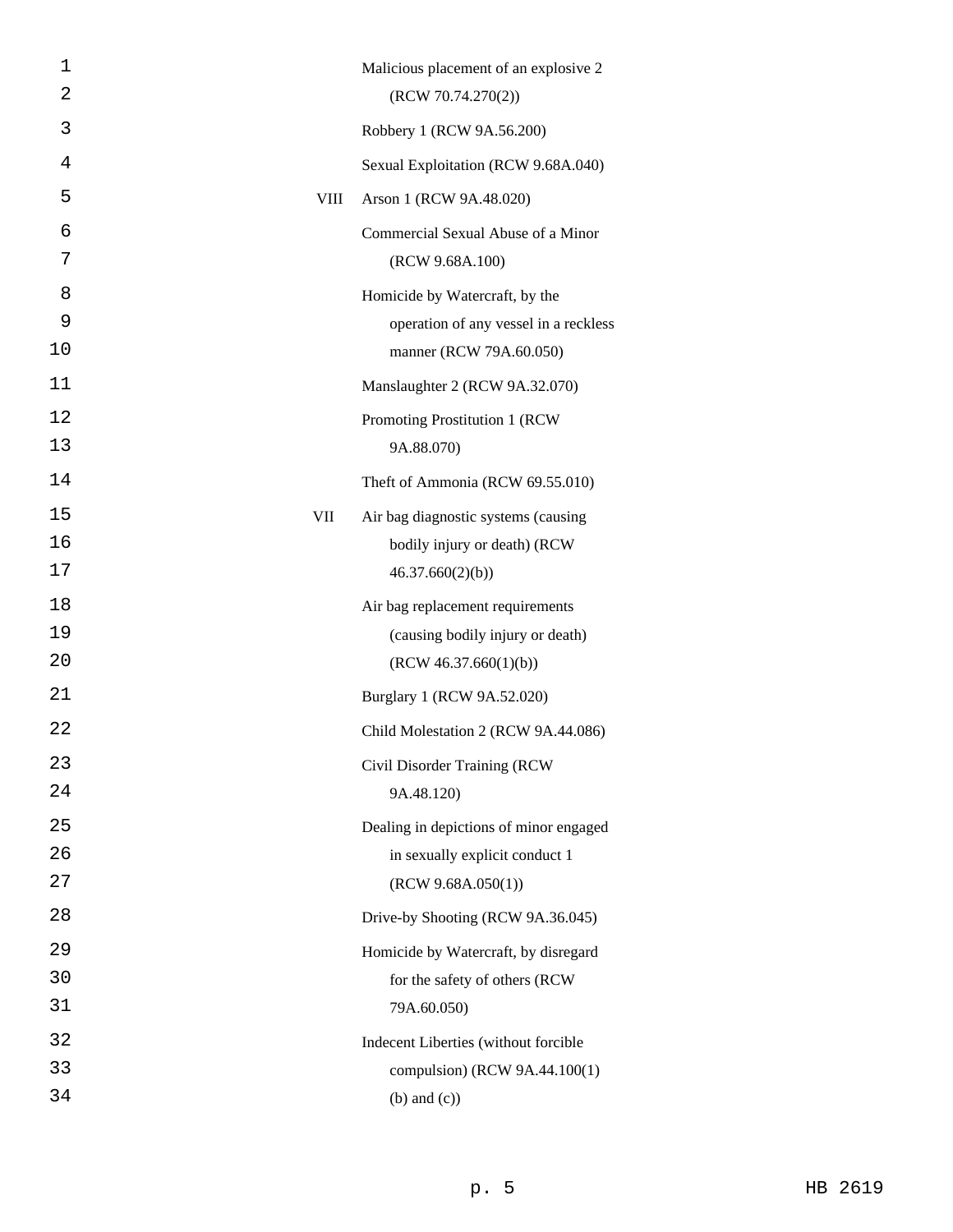| | |
|---|---|
| | Malicious placement of an explosive 2 (RCW 70.74.270(2)) |
| | Robbery 1 (RCW 9A.56.200) |
| | Sexual Exploitation (RCW 9.68A.040) |
| VIII | Arson 1 (RCW 9A.48.020) |
| | Commercial Sexual Abuse of a Minor (RCW 9.68A.100) |
| | Homicide by Watercraft, by the operation of any vessel in a reckless manner (RCW 79A.60.050) |
| | Manslaughter 2 (RCW 9A.32.070) |
| | Promoting Prostitution 1 (RCW 9A.88.070) |
| | Theft of Ammonia (RCW 69.55.010) |
| VII | Air bag diagnostic systems (causing bodily injury or death) (RCW 46.37.660(2)(b)) |
| | Air bag replacement requirements (causing bodily injury or death) (RCW 46.37.660(1)(b)) |
| | Burglary 1 (RCW 9A.52.020) |
| | Child Molestation 2 (RCW 9A.44.086) |
| | Civil Disorder Training (RCW 9A.48.120) |
| | Dealing in depictions of minor engaged in sexually explicit conduct 1 (RCW 9.68A.050(1)) |
| | Drive-by Shooting (RCW 9A.36.045) |
| | Homicide by Watercraft, by disregard for the safety of others (RCW 79A.60.050) |
| | Indecent Liberties (without forcible compulsion) (RCW 9A.44.100(1) (b) and (c)) |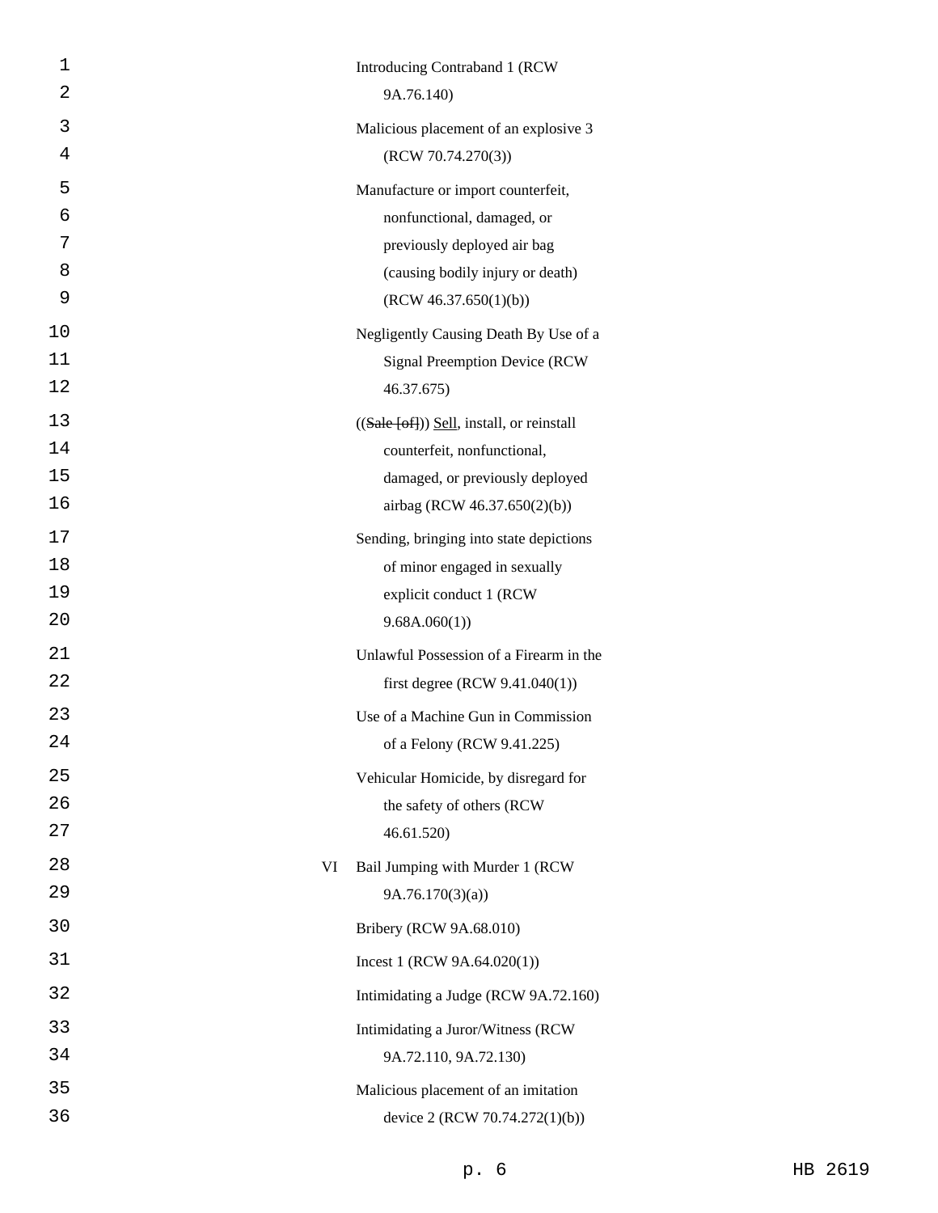Introducing Contraband 1 (RCW 9A.76.140)

Malicious placement of an explosive 3 (RCW 70.74.270(3))

Manufacture or import counterfeit, nonfunctional, damaged, or previously deployed air bag (causing bodily injury or death) (RCW 46.37.650(1)(b))

Negligently Causing Death By Use of a Signal Preemption Device (RCW 46.37.675)

((~~Sale [of]~~)) <u>Sell</u>, install, or reinstall counterfeit, nonfunctional, damaged, or previously deployed airbag (RCW 46.37.650(2)(b))

Sending, bringing into state depictions of minor engaged in sexually explicit conduct 1 (RCW 9.68A.060(1))

Unlawful Possession of a Firearm in the first degree (RCW 9.41.040(1))

Use of a Machine Gun in Commission of a Felony (RCW 9.41.225)

Vehicular Homicide, by disregard for the safety of others (RCW 46.61.520)

VI Bail Jumping with Murder 1 (RCW 9A.76.170(3)(a))

Bribery (RCW 9A.68.010)

Incest 1 (RCW 9A.64.020(1))

Intimidating a Judge (RCW 9A.72.160)

Intimidating a Juror/Witness (RCW 9A.72.110, 9A.72.130)

Malicious placement of an imitation device 2 (RCW 70.74.272(1)(b))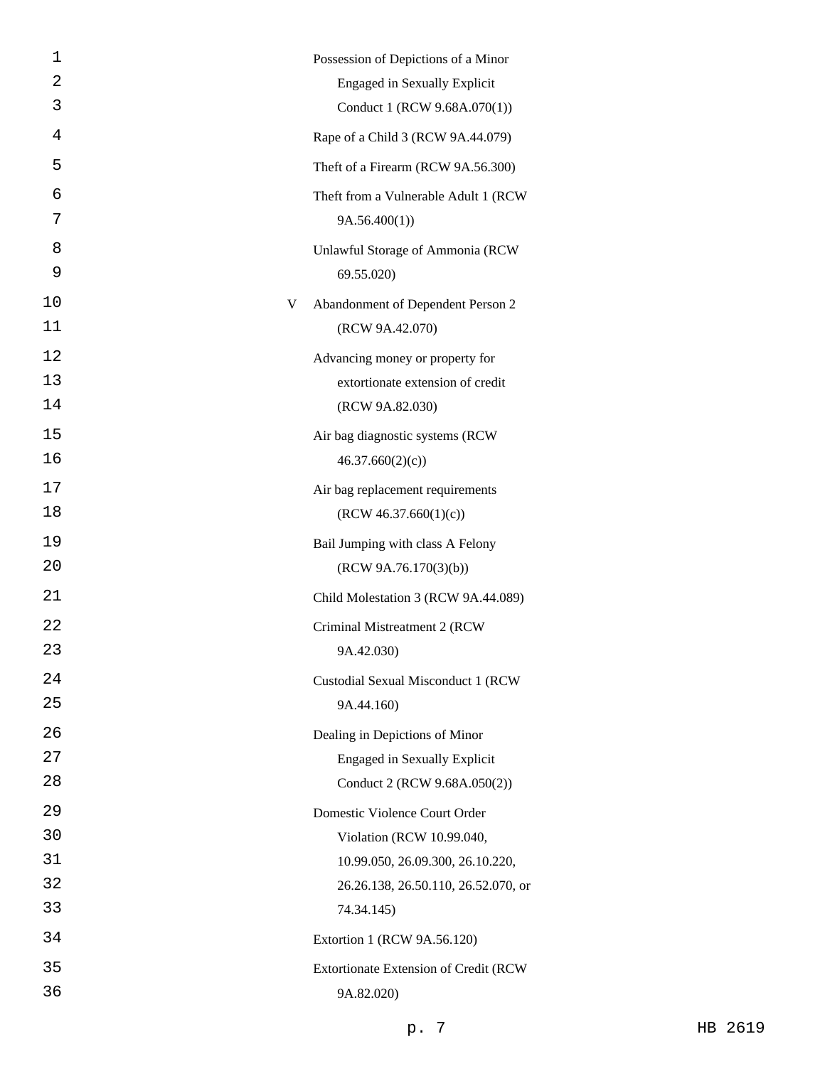Possession of Depictions of a Minor Engaged in Sexually Explicit Conduct 1 (RCW 9.68A.070(1))

Rape of a Child 3 (RCW 9A.44.079)

Theft of a Firearm (RCW 9A.56.300)

Theft from a Vulnerable Adult 1 (RCW 9A.56.400(1))

Unlawful Storage of Ammonia (RCW 69.55.020)

V Abandonment of Dependent Person 2 (RCW 9A.42.070)

Advancing money or property for extortionate extension of credit (RCW 9A.82.030)

Air bag diagnostic systems (RCW 46.37.660(2)(c))

Air bag replacement requirements (RCW 46.37.660(1)(c))

Bail Jumping with class A Felony (RCW 9A.76.170(3)(b))

Child Molestation 3 (RCW 9A.44.089)

Criminal Mistreatment 2 (RCW 9A.42.030)

Custodial Sexual Misconduct 1 (RCW 9A.44.160)

Dealing in Depictions of Minor Engaged in Sexually Explicit Conduct 2 (RCW 9.68A.050(2))

Domestic Violence Court Order Violation (RCW 10.99.040, 10.99.050, 26.09.300, 26.10.220, 26.26.138, 26.50.110, 26.52.070, or 74.34.145)

Extortion 1 (RCW 9A.56.120)

Extortionate Extension of Credit (RCW 9A.82.020)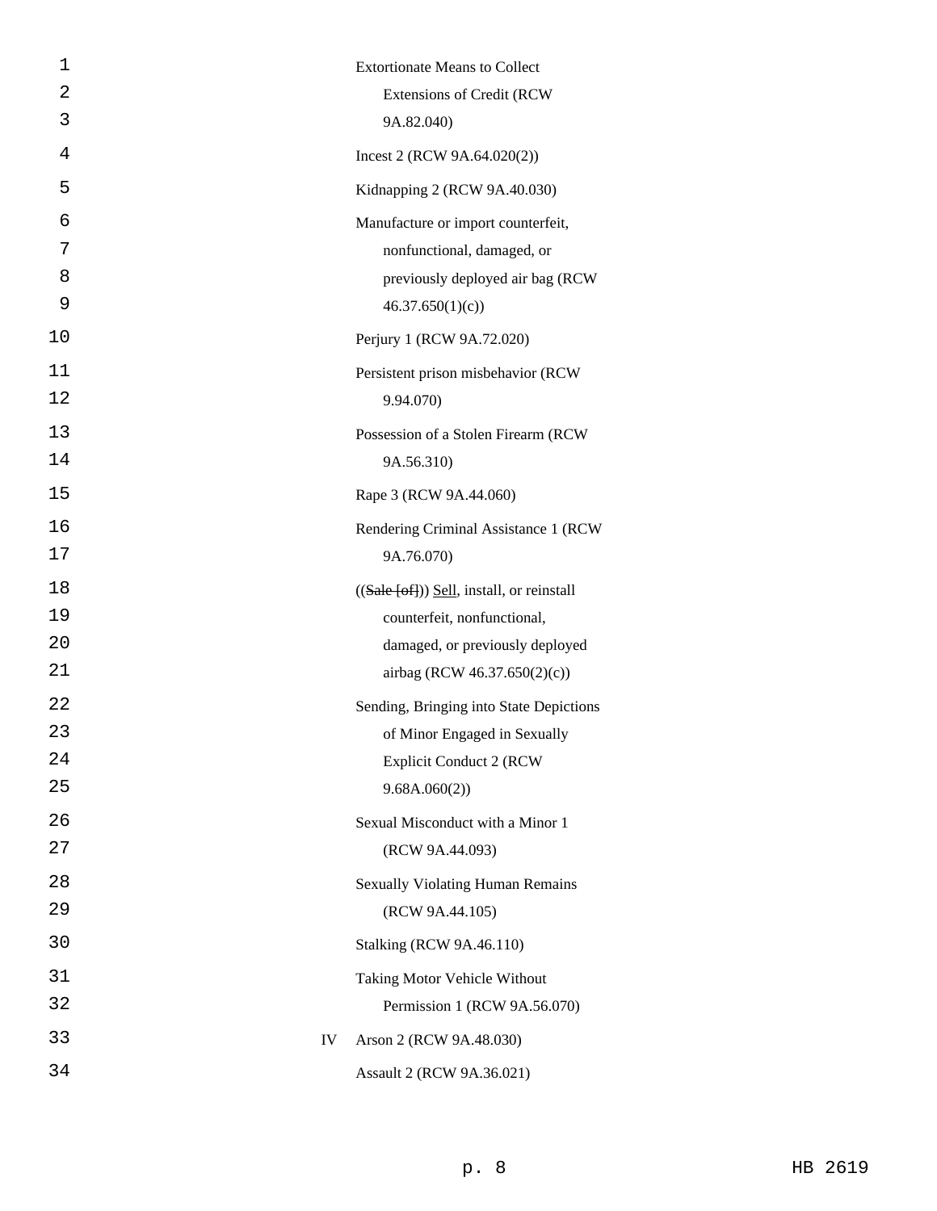| | |
|---|---|
| | Extortionate Means to Collect Extensions of Credit (RCW 9A.82.040) |
| | Incest 2 (RCW 9A.64.020(2)) |
| | Kidnapping 2 (RCW 9A.40.030) |
| | Manufacture or import counterfeit, nonfunctional, damaged, or previously deployed air bag (RCW 46.37.650(1)(c)) |
| | Perjury 1 (RCW 9A.72.020) |
| | Persistent prison misbehavior (RCW 9.94.070) |
| | Possession of a Stolen Firearm (RCW 9A.56.310) |
| | Rape 3 (RCW 9A.44.060) |
| | Rendering Criminal Assistance 1 (RCW 9A.76.070) |
| | ((~~Sale [of]~~)) <u>Sell</u>, install, or reinstall counterfeit, nonfunctional, damaged, or previously deployed airbag (RCW 46.37.650(2)(c)) |
| | Sending, Bringing into State Depictions of Minor Engaged in Sexually Explicit Conduct 2 (RCW 9.68A.060(2)) |
| | Sexual Misconduct with a Minor 1 (RCW 9A.44.093) |
| | Sexually Violating Human Remains (RCW 9A.44.105) |
| | Stalking (RCW 9A.46.110) |
| | Taking Motor Vehicle Without Permission 1 (RCW 9A.56.070) |
| IV | Arson 2 (RCW 9A.48.030) |
| | Assault 2 (RCW 9A.36.021) |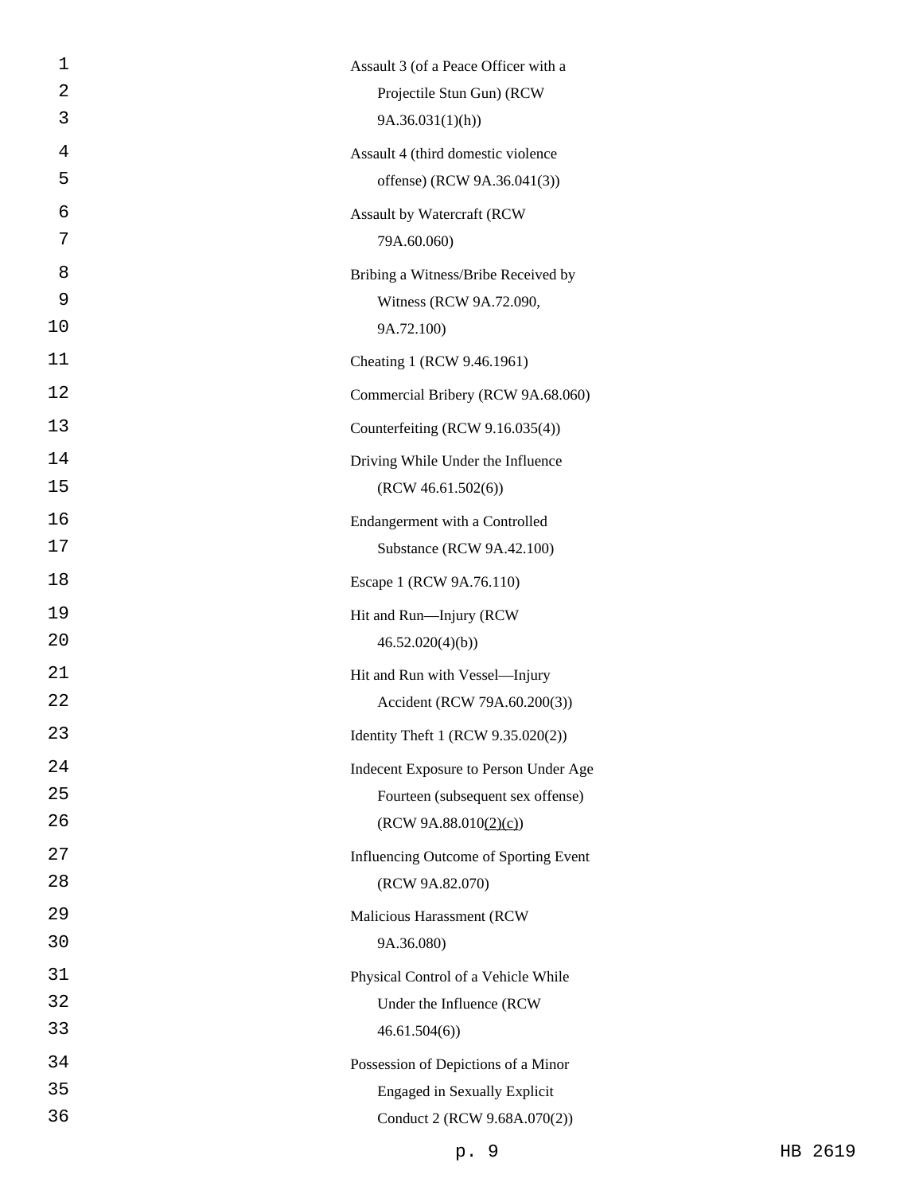Assault 3 (of a Peace Officer with a Projectile Stun Gun) (RCW 9A.36.031(1)(h))

Assault 4 (third domestic violence offense) (RCW 9A.36.041(3))

Assault by Watercraft (RCW 79A.60.060)

Bribing a Witness/Bribe Received by Witness (RCW 9A.72.090, 9A.72.100)

Cheating 1 (RCW 9.46.1961)

Commercial Bribery (RCW 9A.68.060)

Counterfeiting (RCW 9.16.035(4))

Driving While Under the Influence (RCW 46.61.502(6))

Endangerment with a Controlled Substance (RCW 9A.42.100)

Escape 1 (RCW 9A.76.110)

Hit and Run—Injury (RCW 46.52.020(4)(b))

Hit and Run with Vessel—Injury Accident (RCW 79A.60.200(3))

Identity Theft 1 (RCW 9.35.020(2))

Indecent Exposure to Person Under Age Fourteen (subsequent sex offense) (RCW 9A.88.010(2)(c))

Influencing Outcome of Sporting Event (RCW 9A.82.070)

Malicious Harassment (RCW 9A.36.080)

Physical Control of a Vehicle While Under the Influence (RCW 46.61.504(6))

Possession of Depictions of a Minor Engaged in Sexually Explicit Conduct 2 (RCW 9.68A.070(2))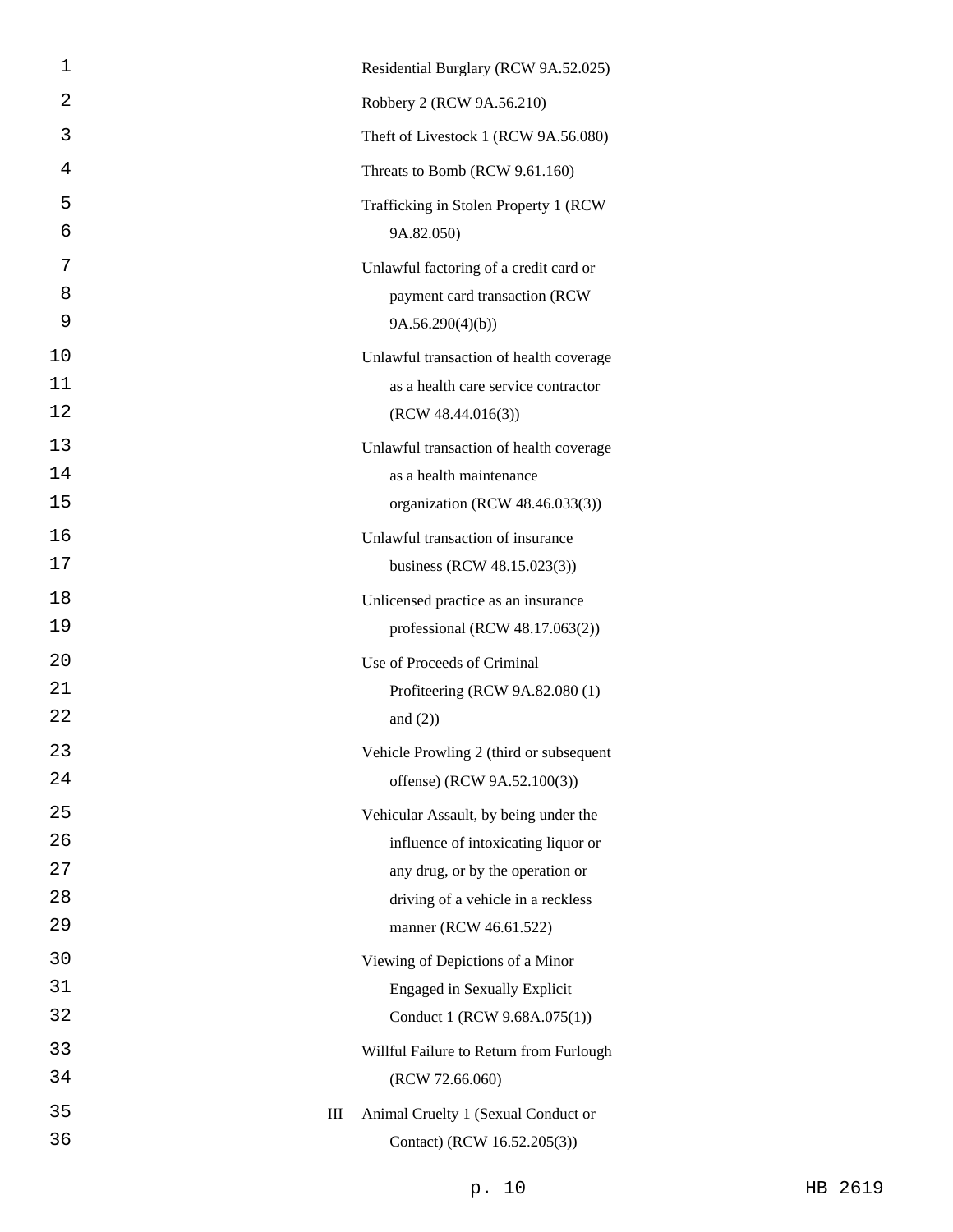Residential Burglary (RCW 9A.52.025)

Robbery 2 (RCW 9A.56.210)

Theft of Livestock 1 (RCW 9A.56.080)

Threats to Bomb (RCW 9.61.160)

Trafficking in Stolen Property 1 (RCW 9A.82.050)

Unlawful factoring of a credit card or payment card transaction (RCW 9A.56.290(4)(b))

Unlawful transaction of health coverage as a health care service contractor (RCW 48.44.016(3))

Unlawful transaction of health coverage as a health maintenance organization (RCW 48.46.033(3))

Unlawful transaction of insurance business (RCW 48.15.023(3))

Unlicensed practice as an insurance professional (RCW 48.17.063(2))

Use of Proceeds of Criminal Profiteering (RCW 9A.82.080 (1) and (2))

Vehicle Prowling 2 (third or subsequent offense) (RCW 9A.52.100(3))

Vehicular Assault, by being under the influence of intoxicating liquor or any drug, or by the operation or driving of a vehicle in a reckless manner (RCW 46.61.522)

Viewing of Depictions of a Minor Engaged in Sexually Explicit Conduct 1 (RCW 9.68A.075(1))

Willful Failure to Return from Furlough (RCW 72.66.060)

III Animal Cruelty 1 (Sexual Conduct or Contact) (RCW 16.52.205(3))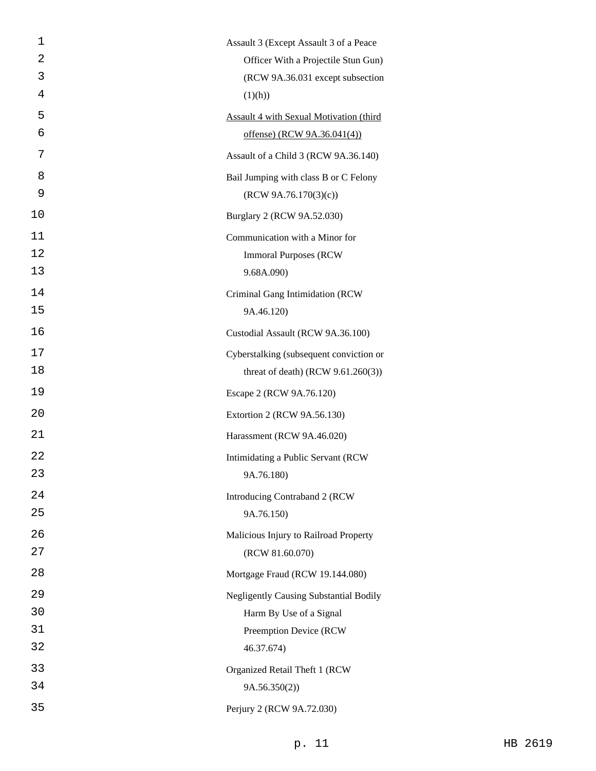Assault 3 (Except Assault 3 of a Peace Officer With a Projectile Stun Gun) (RCW 9A.36.031 except subsection (1)(h))

<u>Assault 4 with Sexual Motivation (third offense) (RCW 9A.36.041(4))</u>

Assault of a Child 3 (RCW 9A.36.140)

Bail Jumping with class B or C Felony (RCW 9A.76.170(3)(c))

Burglary 2 (RCW 9A.52.030)

Communication with a Minor for Immoral Purposes (RCW 9.68A.090)

Criminal Gang Intimidation (RCW 9A.46.120)

Custodial Assault (RCW 9A.36.100)

Cyberstalking (subsequent conviction or threat of death) (RCW 9.61.260(3))

Escape 2 (RCW 9A.76.120)

Extortion 2 (RCW 9A.56.130)

Harassment (RCW 9A.46.020)

Intimidating a Public Servant (RCW 9A.76.180)

Introducing Contraband 2 (RCW 9A.76.150)

Malicious Injury to Railroad Property (RCW 81.60.070)

Mortgage Fraud (RCW 19.144.080)

Negligently Causing Substantial Bodily Harm By Use of a Signal Preemption Device (RCW 46.37.674)

Organized Retail Theft 1 (RCW 9A.56.350(2))

Perjury 2 (RCW 9A.72.030)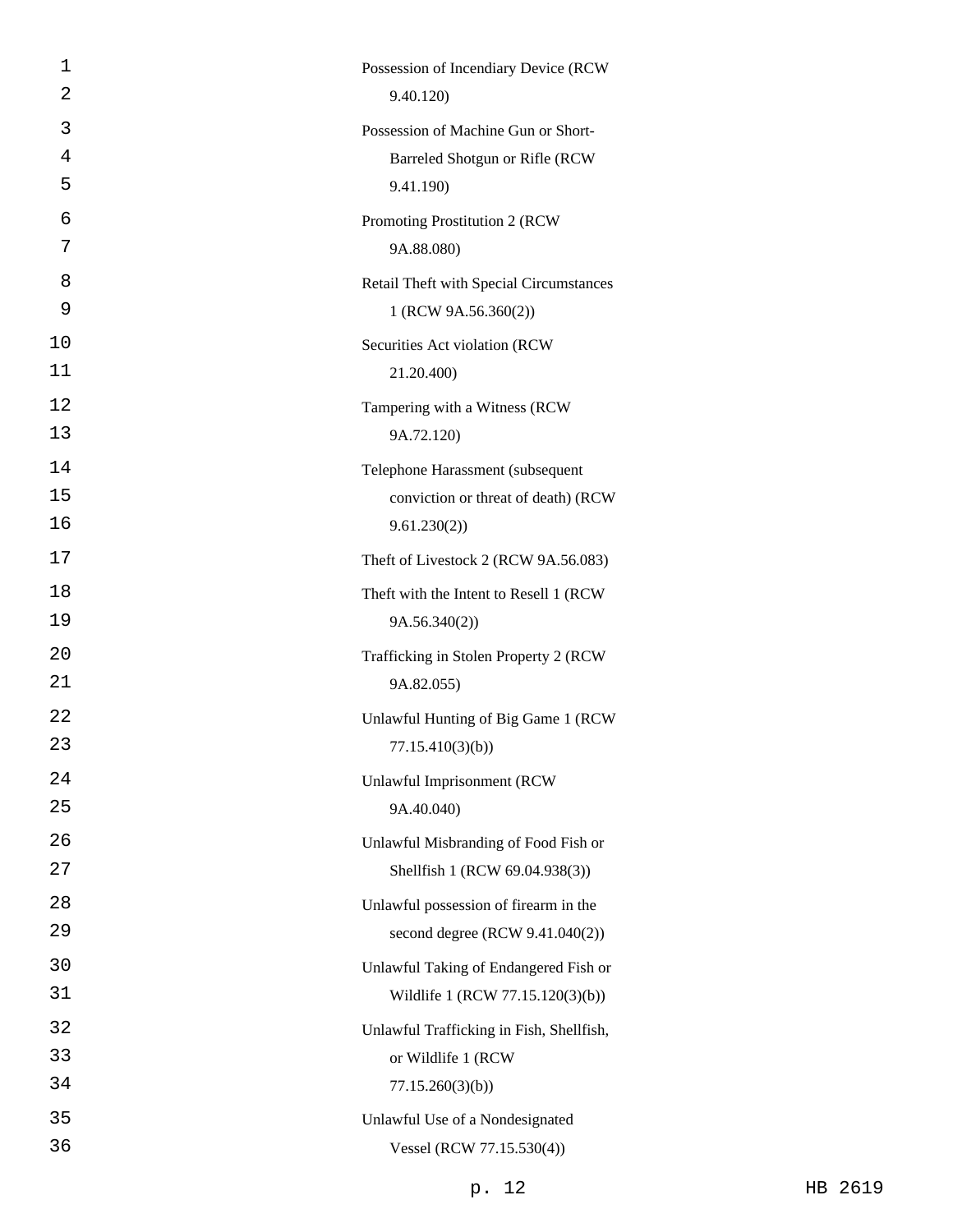Possession of Incendiary Device (RCW 9.40.120)

Possession of Machine Gun or Short-Barreled Shotgun or Rifle (RCW 9.41.190)

Promoting Prostitution 2 (RCW 9A.88.080)

Retail Theft with Special Circumstances 1 (RCW 9A.56.360(2))

Securities Act violation (RCW 21.20.400)

Tampering with a Witness (RCW 9A.72.120)

Telephone Harassment (subsequent conviction or threat of death) (RCW 9.61.230(2))

Theft of Livestock 2 (RCW 9A.56.083)

Theft with the Intent to Resell 1 (RCW 9A.56.340(2))

Trafficking in Stolen Property 2 (RCW 9A.82.055)

Unlawful Hunting of Big Game 1 (RCW 77.15.410(3)(b))

Unlawful Imprisonment (RCW 9A.40.040)

Unlawful Misbranding of Food Fish or Shellfish 1 (RCW 69.04.938(3))

Unlawful possession of firearm in the second degree (RCW 9.41.040(2))

Unlawful Taking of Endangered Fish or Wildlife 1 (RCW 77.15.120(3)(b))

Unlawful Trafficking in Fish, Shellfish, or Wildlife 1 (RCW 77.15.260(3)(b))

Unlawful Use of a Nondesignated Vessel (RCW 77.15.530(4))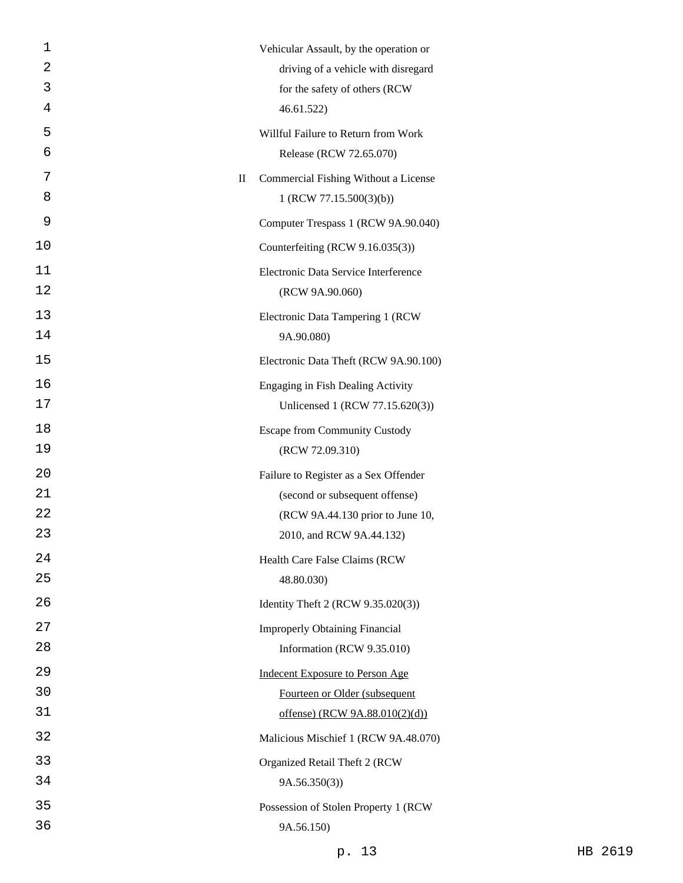Vehicular Assault, by the operation or driving of a vehicle with disregard for the safety of others (RCW 46.61.522)

Willful Failure to Return from Work Release (RCW 72.65.070)

II Commercial Fishing Without a License 1 (RCW 77.15.500(3)(b))

Computer Trespass 1 (RCW 9A.90.040)

Counterfeiting (RCW 9.16.035(3))

Electronic Data Service Interference (RCW 9A.90.060)

Electronic Data Tampering 1 (RCW 9A.90.080)

Electronic Data Theft (RCW 9A.90.100)

Engaging in Fish Dealing Activity Unlicensed 1 (RCW 77.15.620(3))

Escape from Community Custody (RCW 72.09.310)

Failure to Register as a Sex Offender (second or subsequent offense) (RCW 9A.44.130 prior to June 10, 2010, and RCW 9A.44.132)

Health Care False Claims (RCW 48.80.030)

Identity Theft 2 (RCW 9.35.020(3))

Improperly Obtaining Financial Information (RCW 9.35.010)

<u>Indecent Exposure to Person Age Fourteen or Older (subsequent offense) (RCW 9A.88.010(2)(d))</u>

Malicious Mischief 1 (RCW 9A.48.070)

Organized Retail Theft 2 (RCW 9A.56.350(3))

Possession of Stolen Property 1 (RCW 9A.56.150)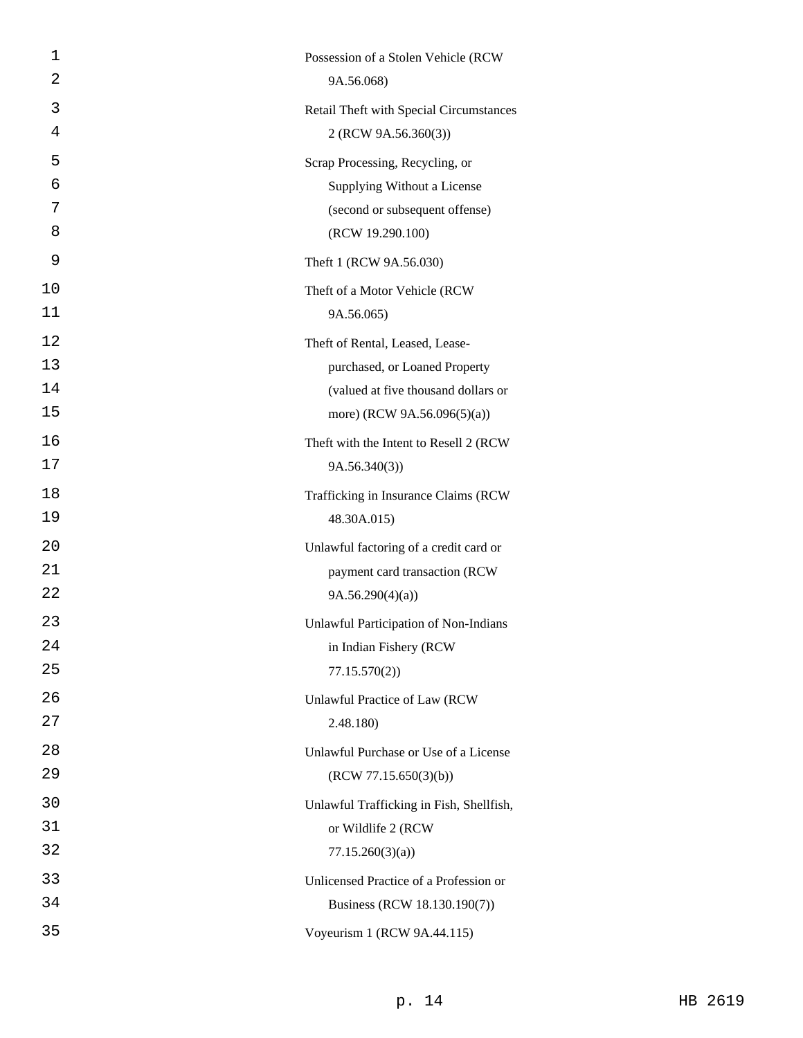Possession of a Stolen Vehicle (RCW 9A.56.068)

Retail Theft with Special Circumstances 2 (RCW 9A.56.360(3))

Scrap Processing, Recycling, or Supplying Without a License (second or subsequent offense) (RCW 19.290.100)

Theft 1 (RCW 9A.56.030)

Theft of a Motor Vehicle (RCW 9A.56.065)

Theft of Rental, Leased, Lease-purchased, or Loaned Property (valued at five thousand dollars or more) (RCW 9A.56.096(5)(a))

Theft with the Intent to Resell 2 (RCW 9A.56.340(3))

Trafficking in Insurance Claims (RCW 48.30A.015)

Unlawful factoring of a credit card or payment card transaction (RCW 9A.56.290(4)(a))

Unlawful Participation of Non-Indians in Indian Fishery (RCW 77.15.570(2))

Unlawful Practice of Law (RCW 2.48.180)

Unlawful Purchase or Use of a License (RCW 77.15.650(3)(b))

Unlawful Trafficking in Fish, Shellfish, or Wildlife 2 (RCW 77.15.260(3)(a))

Unlicensed Practice of a Profession or Business (RCW 18.130.190(7))

Voyeurism 1 (RCW 9A.44.115)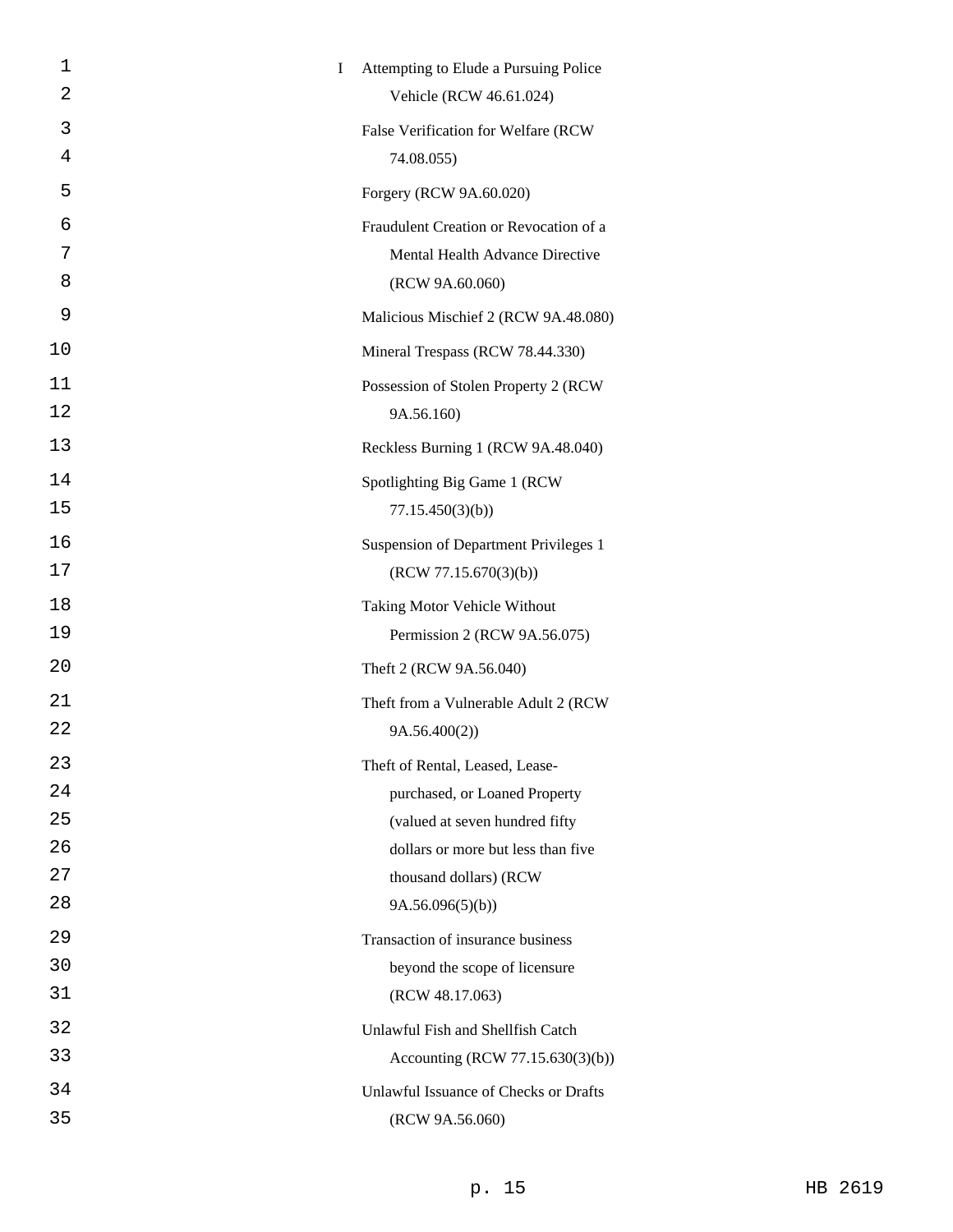I Attempting to Elude a Pursuing Police Vehicle (RCW 46.61.024)

False Verification for Welfare (RCW 74.08.055)

Forgery (RCW 9A.60.020)

Fraudulent Creation or Revocation of a Mental Health Advance Directive (RCW 9A.60.060)

Malicious Mischief 2 (RCW 9A.48.080)

Mineral Trespass (RCW 78.44.330)

Possession of Stolen Property 2 (RCW 9A.56.160)

Reckless Burning 1 (RCW 9A.48.040)

Spotlighting Big Game 1 (RCW 77.15.450(3)(b))

Suspension of Department Privileges 1 (RCW 77.15.670(3)(b))

Taking Motor Vehicle Without Permission 2 (RCW 9A.56.075)

Theft 2 (RCW 9A.56.040)

Theft from a Vulnerable Adult 2 (RCW 9A.56.400(2))

Theft of Rental, Leased, Lease-purchased, or Loaned Property (valued at seven hundred fifty dollars or more but less than five thousand dollars) (RCW 9A.56.096(5)(b))

Transaction of insurance business beyond the scope of licensure (RCW 48.17.063)

Unlawful Fish and Shellfish Catch Accounting (RCW 77.15.630(3)(b))

Unlawful Issuance of Checks or Drafts (RCW 9A.56.060)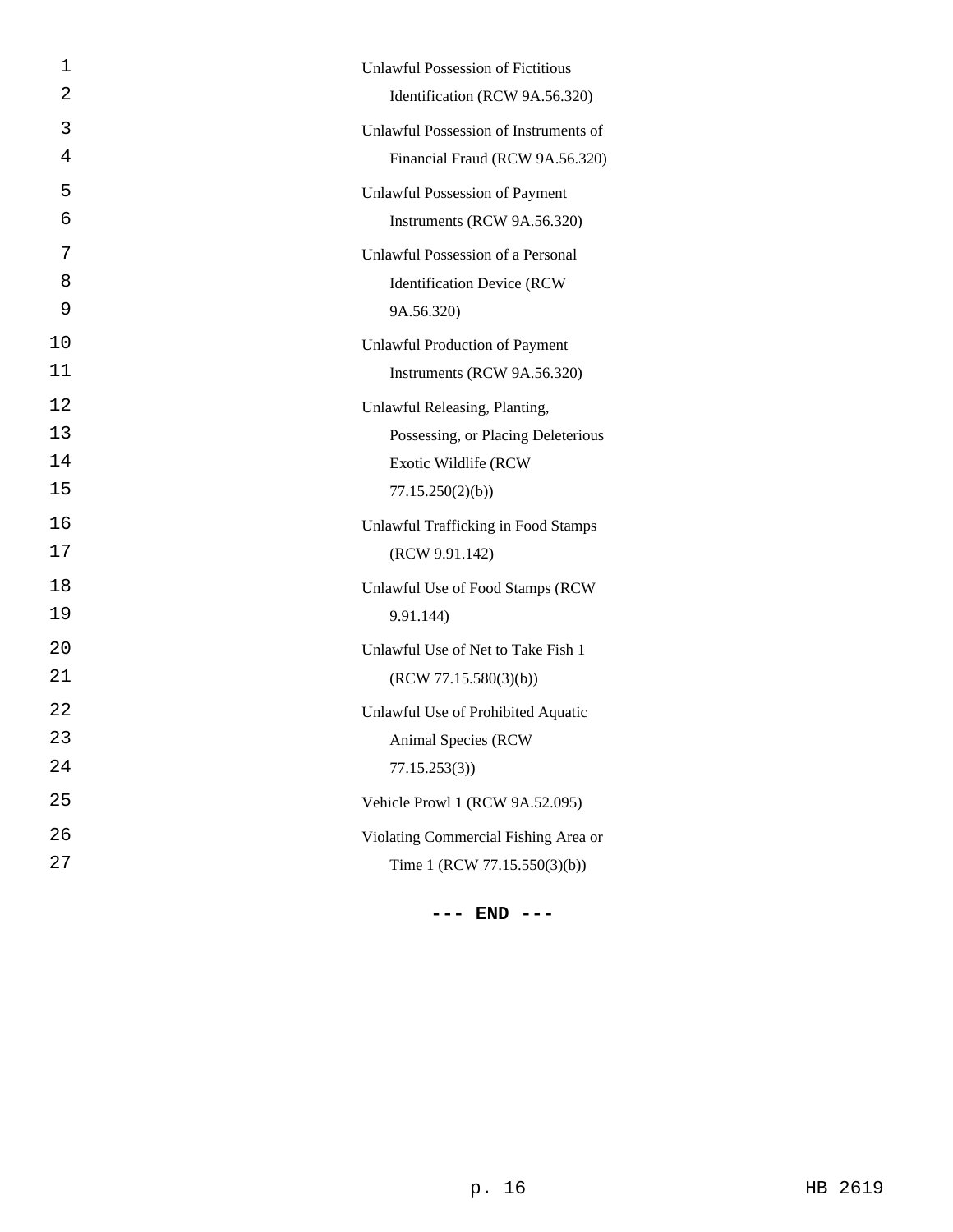Unlawful Possession of Fictitious Identification (RCW 9A.56.320)

Unlawful Possession of Instruments of Financial Fraud (RCW 9A.56.320)

Unlawful Possession of Payment Instruments (RCW 9A.56.320)

Unlawful Possession of a Personal Identification Device (RCW 9A.56.320)

Unlawful Production of Payment Instruments (RCW 9A.56.320)

Unlawful Releasing, Planting, Possessing, or Placing Deleterious Exotic Wildlife (RCW 77.15.250(2)(b))

Unlawful Trafficking in Food Stamps (RCW 9.91.142)

Unlawful Use of Food Stamps (RCW 9.91.144)

Unlawful Use of Net to Take Fish 1 (RCW 77.15.580(3)(b))

Unlawful Use of Prohibited Aquatic Animal Species (RCW 77.15.253(3))

Vehicle Prowl 1 (RCW 9A.52.095)

Violating Commercial Fishing Area or Time 1 (RCW 77.15.550(3)(b))

**--- END ---**